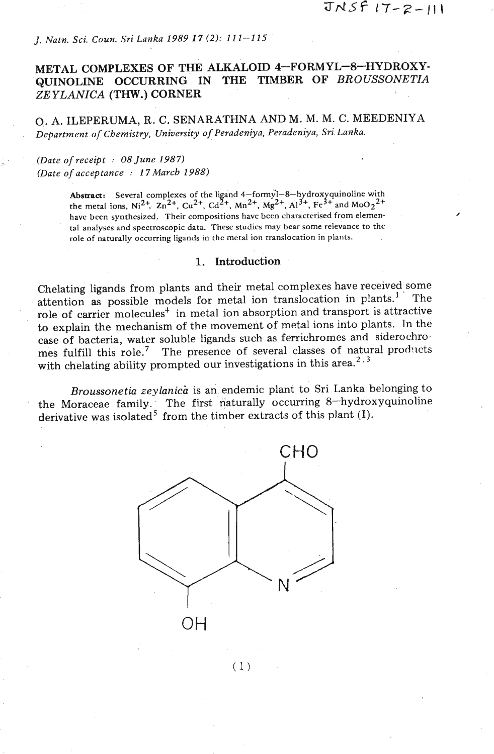JNSF 17-2-111

*J. Natn. Sci. Coun. Sri Lanka* 1989 **17** (2): 111–115

# METAL COMPLEXES OF THE ALKALOID 4–FORMYL–8–HYDROXY-QUINOLINE OCCURRING IN THE TIMBER OF *BROUSSONETIA ZEYLANICA* (THW.) CORNER

O. A. ILEPERUMA, R. C. SENARATHNA AND M. M. M. C. MEEDENIYA

*Department of Chemistry, University of Peradeniya, Peradeniya, Sri Lanka.*

*(Date of receipt : 08 June 1987)*
*(Date of acceptance : 17 March 1988)*

**Abstract:** Several complexes of the ligand 4–formyl–8–hydroxyquinoline with the metal ions, $Ni^{2+}$, $Zn^{2+}$, $Cu^{2+}$, $Cd^{2+}$, $Mn^{2+}$, $Mg^{2+}$, $Al^{3+}$, $Fe^{3+}$ and $MoO_2^{2+}$ have been synthesized. Their compositions have been characterised from elemental analyses and spectroscopic data. These studies may bear some relevance to the role of naturally occurring ligands in the metal ion translocation in plants.

## 1. Introduction

Chelating ligands from plants and their metal complexes have received some attention as possible models for metal ion translocation in plants.[1] The role of carrier molecules[4] in metal ion absorption and transport is attractive to explain the mechanism of the movement of metal ions into plants. In the case of bacteria, water soluble ligands such as ferrichromes and siderochromes fulfill this role.[7] The presence of several classes of natural products with chelating ability prompted our investigations in this area.[2,3]

*Broussonetia zeylanica* is an endemic plant to Sri Lanka belonging to the Moraceae family. The first naturally occurring 8–hydroxyquinoline derivative was isolated[5] from the timber extracts of this plant (I).

(I)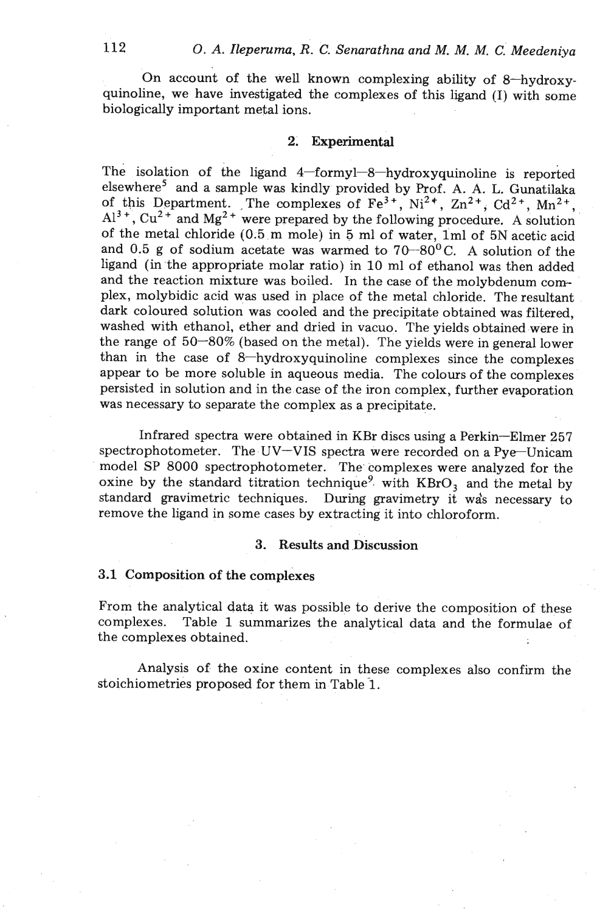On account of the well known complexing ability of 8–hydroxyquinoline, we have investigated the complexes of this ligand (I) with some biologically important metal ions.

## 2. Experimental

The isolation of the ligand 4–formyl–8–hydroxyquinoline is reported elsewhere[5] and a sample was kindly provided by Prof. A. A. L. Gunatilaka of this Department. The complexes of $Fe^{3+}$, $Ni^{2+}$, $Zn^{2+}$, $Cd^{2+}$, $Mn^{2+}$, $Al^{3+}$, $Cu^{2+}$ and $Mg^{2+}$ were prepared by the following procedure. A solution of the metal chloride (0.5 m mole) in 5 ml of water, 1ml of 5N acetic acid and 0.5 g of sodium acetate was warmed to 70–80$^{0}$C. A solution of the ligand (in the appropriate molar ratio) in 10 ml of ethanol was then added and the reaction mixture was boiled. In the case of the molybdenum complex, molybidic acid was used in place of the metal chloride. The resultant dark coloured solution was cooled and the precipitate obtained was filtered, washed with ethanol, ether and dried in vacuo. The yields obtained were in the range of 50–80% (based on the metal). The yields were in general lower than in the case of 8–hydroxyquinoline complexes since the complexes appear to be more soluble in aqueous media. The colours of the complexes persisted in solution and in the case of the iron complex, further evaporation was necessary to separate the complex as a precipitate.

Infrared spectra were obtained in KBr discs using a Perkin–Elmer 257 spectrophotometer. The UV–VIS spectra were recorded on a Pye–Unicam model SP 8000 spectrophotometer. The complexes were analyzed for the oxine by the standard titration technique[9] with $KBrO_3$ and the metal by standard gravimetric techniques. During gravimetry it was necessary to remove the ligand in some cases by extracting it into chloroform.

## 3. Results and Discussion

### 3.1 Composition of the complexes

From the analytical data it was possible to derive the composition of these complexes. Table 1 summarizes the analytical data and the formulae of the complexes obtained.

Analysis of the oxine content in these complexes also confirm the stoichiometries proposed for them in Table 1.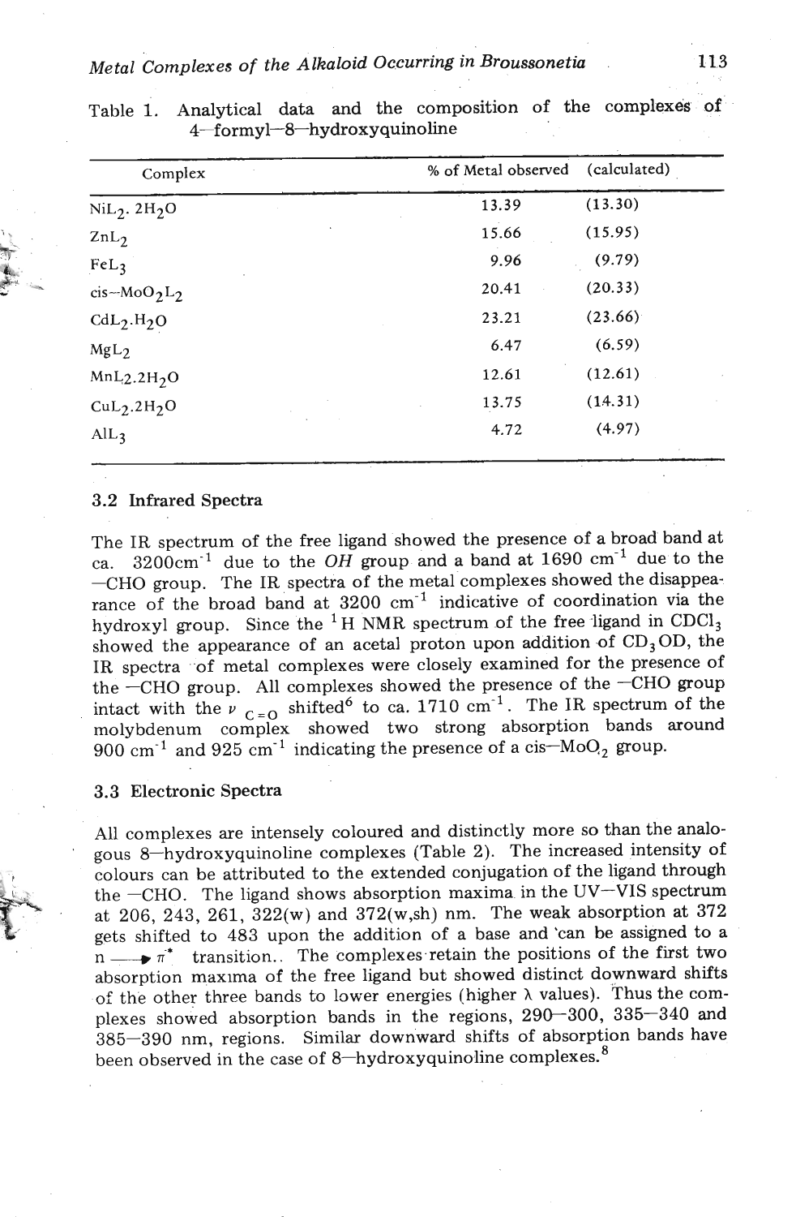Table 1. Analytical data and the composition of the complexes of 4–formyl–8–hydroxyquinoline

| Complex | % of Metal observed | (calculated) |
|---|---|---|
| $NiL_2 \cdot 2H_2O$ | 13.39 | (13.30) |
| $ZnL_2$ | 15.66 | (15.95) |
| $FeL_3$ | 9.96 | (9.79) |
| cis–$MoO_2L_2$ | 20.41 | (20.33) |
| $CdL_2 \cdot H_2O$ | 23.21 | (23.66) |
| $MgL_2$ | 6.47 | (6.59) |
| $MnL_2 \cdot 2H_2O$ | 12.61 | (12.61) |
| $CuL_2 \cdot 2H_2O$ | 13.75 | (14.31) |
| $AlL_3$ | 4.72 | (4.97) |

### 3.2 Infrared Spectra

The IR spectrum of the free ligand showed the presence of a broad band at ca. 3200 $cm^{-1}$ due to the *OH* group and a band at 1690 $cm^{-1}$ due to the —CHO group. The IR spectra of the metal complexes showed the disappearance of the broad band at 3200 $cm^{-1}$ indicative of coordination via the hydroxyl group. Since the $^1H$ NMR spectrum of the free ligand in $CDCl_3$ showed the appearance of an acetal proton upon addition of $CD_3OD$, the IR spectra of metal complexes were closely examined for the presence of the —CHO group. All complexes showed the presence of the —CHO group intact with the $\nu_{C=O}$ shifted[6] to ca. 1710 $cm^{-1}$. The IR spectrum of the molybdenum complex showed two strong absorption bands around 900 $cm^{-1}$ and 925 $cm^{-1}$ indicating the presence of a cis—$MoO_2$ group.

### 3.3 Electronic Spectra

All complexes are intensely coloured and distinctly more so than the analogous 8—hydroxyquinoline complexes (Table 2). The increased intensity of colours can be attributed to the extended conjugation of the ligand through the —CHO. The ligand shows absorption maxima in the UV—VIS spectrum at 206, 243, 261, 322(w) and 372(w,sh) nm. The weak absorption at 372 gets shifted to 483 upon the addition of a base and can be assigned to a $n \longrightarrow \pi^*$ transition.. The complexes retain the positions of the first two absorption maxima of the free ligand but showed distinct downward shifts of the other three bands to lower energies (higher $\lambda$ values). Thus the complexes showed absorption bands in the regions, 290—300, 335—340 and 385—390 nm, regions. Similar downward shifts of absorption bands have been observed in the case of 8—hydroxyquinoline complexes.[8]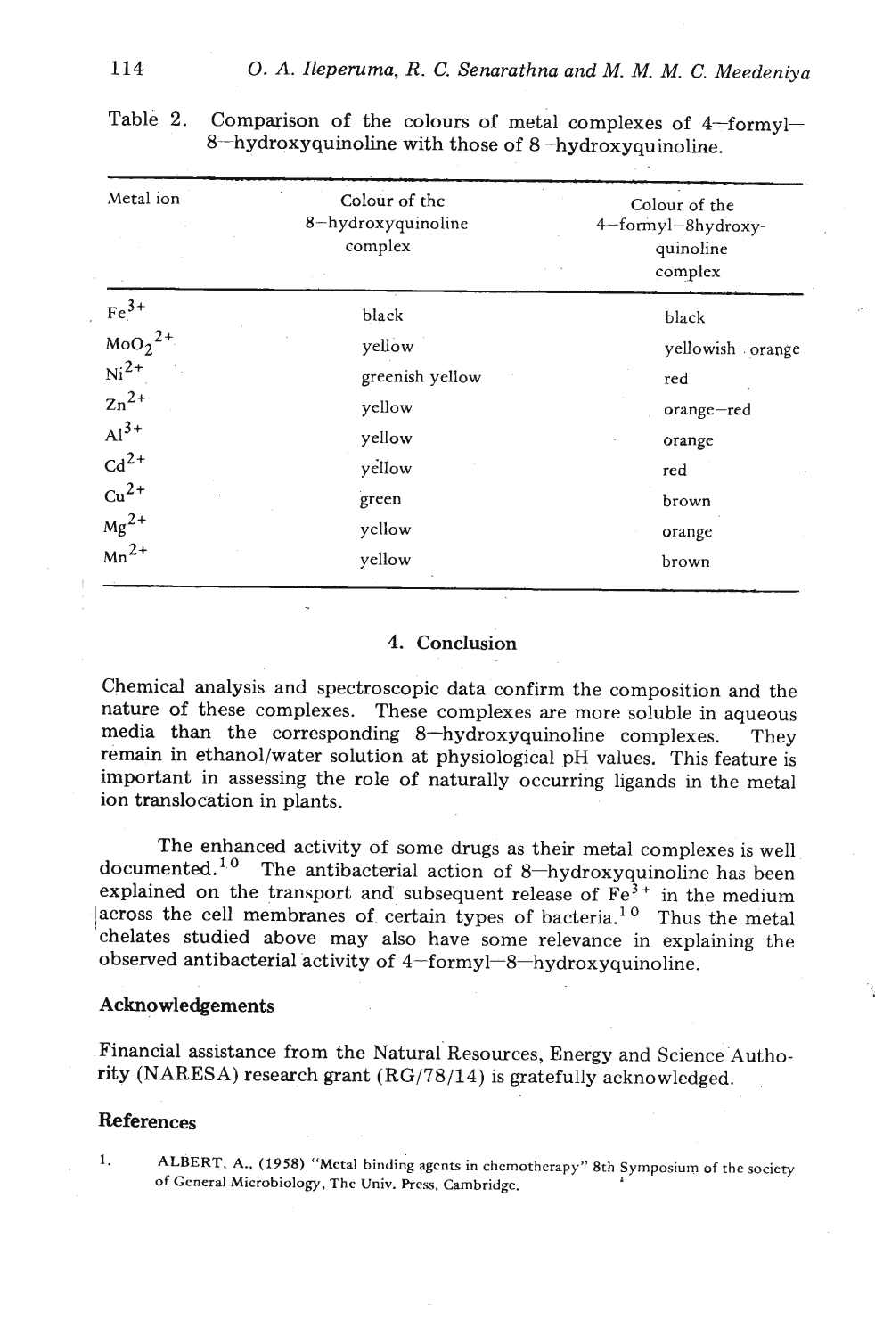Table 2. Comparison of the colours of metal complexes of 4–formyl–8–hydroxyquinoline with those of 8–hydroxyquinoline.

| Metal ion | Colour of the 8–hydroxyquinoline complex | Colour of the 4–formyl–8hydroxy-quinoline complex |
|---|---|---|
| $Fe^{3+}$ | black | black |
| $MoO_2^{2+}$ | yellow | yellowish–orange |
| $Ni^{2+}$ | greenish yellow | red |
| $Zn^{2+}$ | yellow | orange–red |
| $Al^{3+}$ | yellow | orange |
| $Cd^{2+}$ | yellow | red |
| $Cu^{2+}$ | green | brown |
| $Mg^{2+}$ | yellow | orange |
| $Mn^{2+}$ | yellow | brown |

## 4. Conclusion

Chemical analysis and spectroscopic data confirm the composition and the nature of these complexes. These complexes are more soluble in aqueous media than the corresponding 8–hydroxyquinoline complexes. They remain in ethanol/water solution at physiological pH values. This feature is important in assessing the role of naturally occurring ligands in the metal ion translocation in plants.

The enhanced activity of some drugs as their metal complexes is well documented.[10] The antibacterial action of 8–hydroxyquinoline has been explained on the transport and subsequent release of $Fe^{3+}$ in the medium across the cell membranes of certain types of bacteria.[10] Thus the metal chelates studied above may also have some relevance in explaining the observed antibacterial activity of 4–formyl–8–hydroxyquinoline.

### Acknowledgements

Financial assistance from the Natural Resources, Energy and Science Authority (NARESA) research grant (RG/78/14) is gratefully acknowledged.

### References

1. ALBERT, A., (1958) "Metal binding agents in chemotherapy" 8th Symposium of the society of General Microbiology, The Univ. Press, Cambridge.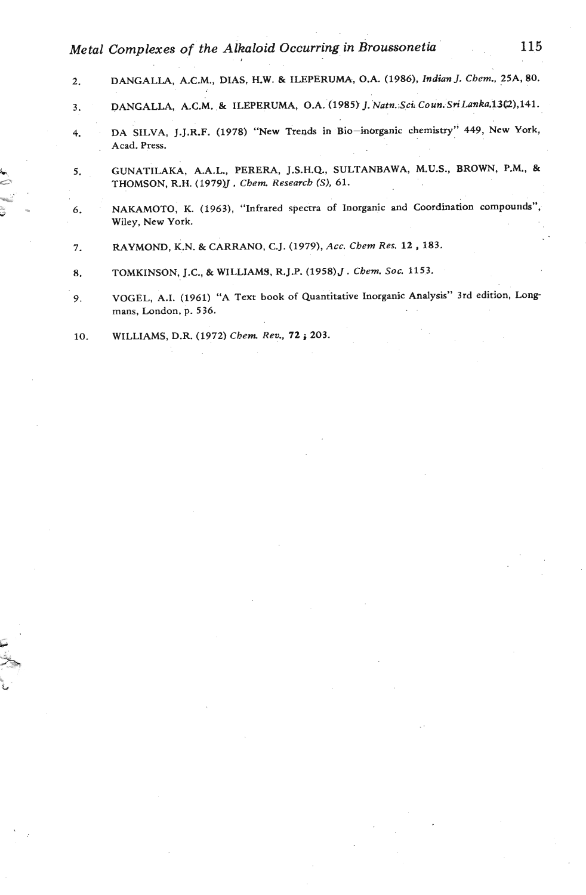2. DANGALLA, A.C.M., DIAS, H.W. & ILEPERUMA, O.A. (1986), *Indian J. Chem.*, 25A, 80.

3. DANGALLA, A.C.M. & ILEPERUMA, O.A. (1985) *J. Natn. Sci. Coun. Sri Lanka*, 13(2), 141.

4. DA SILVA, J.J.R.F. (1978) "New Trends in Bio–inorganic chemistry" 449, New York, Acad. Press.

5. GUNATILAKA, A.A.L., PERERA, J.S.H.Q., SULTANBAWA, M.U.S., BROWN, P.M., & THOMSON, R.H. (1979) *J. Chem. Research (S)*, 61.

6. NAKAMOTO, K. (1963), "Infrared spectra of Inorganic and Coordination compounds", Wiley, New York.

7. RAYMOND, K.N. & CARRANO, C.J. (1979), *Acc. Chem Res.* **12**, 183.

8. TOMKINSON, J.C., & WILLIAMS, R.J.P. (1958) *J. Chem. Soc.* 1153.

9. VOGEL, A.I. (1961) "A Text book of Quantitative Inorganic Analysis" 3rd edition, Longmans, London, p. 536.

10. WILLIAMS, D.R. (1972) *Chem. Rev.*, **72**; 203.